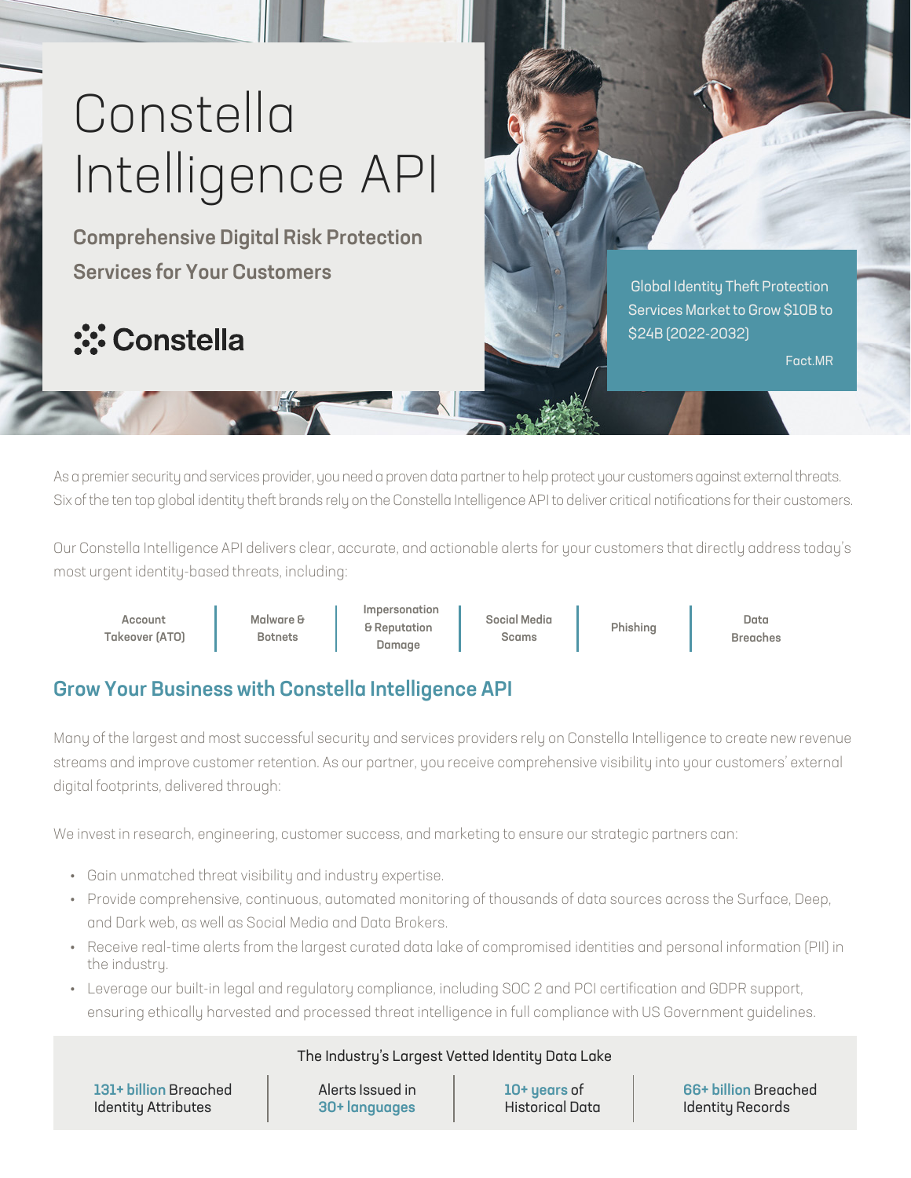# Constella Intelligence API

**Comprehensive Digital Risk Protection Services for Your Customers**

Constella

Global Identity Theft Protection Services Market to Grow $10B to $24B (2022-2032)

Fact.MR

As a premier security and services provider, you need a proven data partner to help protect your customers against external threats. Six of the ten top global identity theft brands rely on the Constella Intelligence API to deliver critical notifications for their customers.

Our Constella Intelligence API delivers clear, accurate, and actionable alerts for your customers that directly address today's most urgent identity-based threats, including:

- Account Takeover (ATO)
- Malware & Botnets
- Impersonation & Reputation Damage
- Social Media Scams
- Phishing
- Data Breaches

## Grow Your Business with Constella Intelligence API

Many of the largest and most successful security and services providers rely on Constella Intelligence to create new revenue streams and improve customer retention. As our partner, you receive comprehensive visibility into your customers' external digital footprints, delivered through:

We invest in research, engineering, customer success, and marketing to ensure our strategic partners can:

- Gain unmatched threat visibility and industry expertise.
- Provide comprehensive, continuous, automated monitoring of thousands of data sources across the Surface, Deep, and Dark web, as well as Social Media and Data Brokers.
- Receive real-time alerts from the largest curated data lake of compromised identities and personal information (PII) in the industry.
- Leverage our built-in legal and regulatory compliance, including SOC 2 and PCI certification and GDPR support, ensuring ethically harvested and processed threat intelligence in full compliance with US Government guidelines.

**The Industry's Largest Vetted Identity Data Lake**

- **131+ billion** Breached Identity Attributes
- Alerts Issued in **30+ languages**
- **10+ years** of Historical Data
- **66+ billion** Breached Identity Records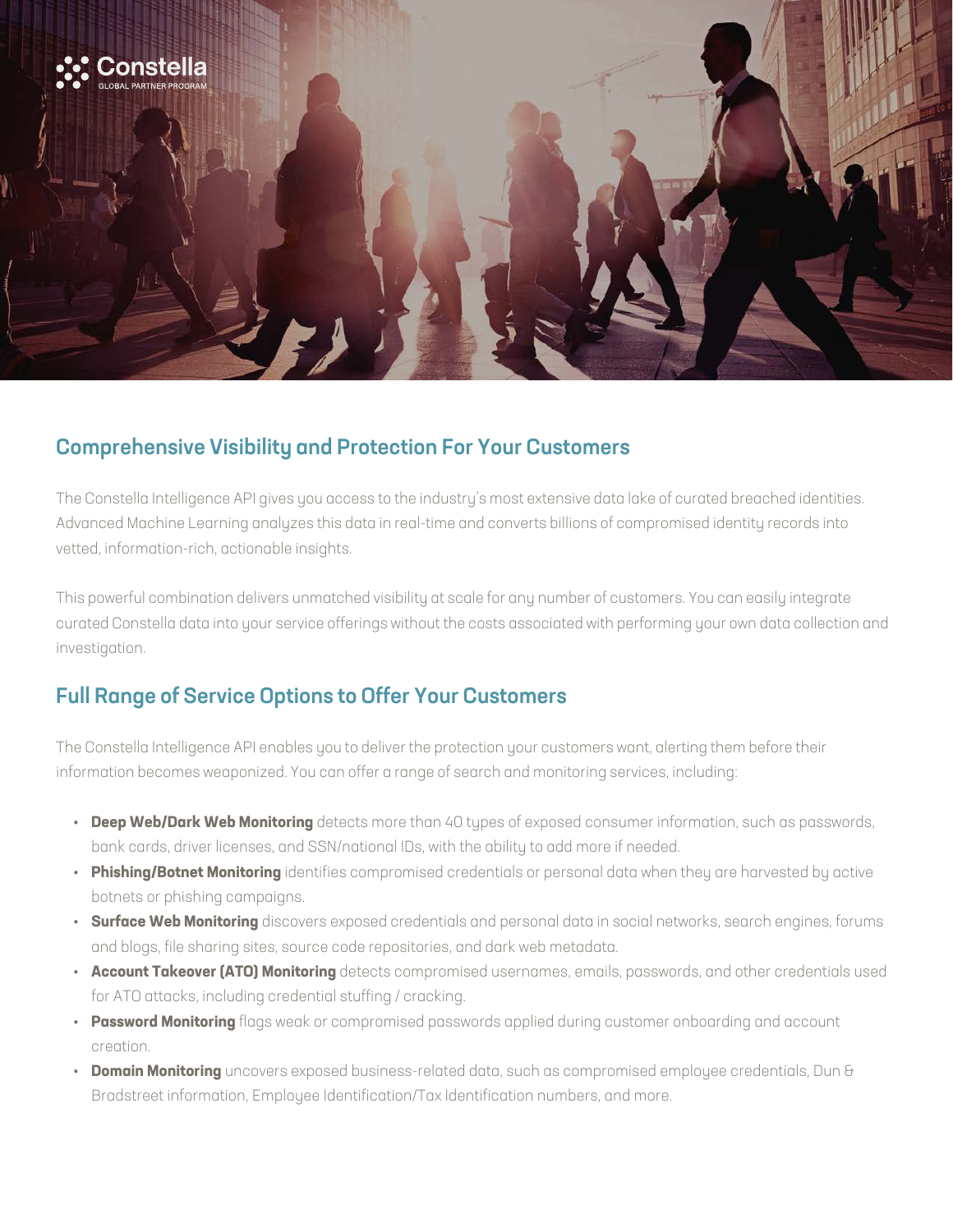## Comprehensive Visibility and Protection For Your Customers

The Constella Intelligence API gives you access to the industry's most extensive data lake of curated breached identities. Advanced Machine Learning analyzes this data in real-time and converts billions of compromised identity records into vetted, information-rich, actionable insights.

This powerful combination delivers unmatched visibility at scale for any number of customers. You can easily integrate curated Constella data into your service offerings without the costs associated with performing your own data collection and investigation.

## Full Range of Service Options to Offer Your Customers

The Constella Intelligence API enables you to deliver the protection your customers want, alerting them before their information becomes weaponized. You can offer a range of search and monitoring services, including:

- **Deep Web/Dark Web Monitoring** detects more than 40 types of exposed consumer information, such as passwords, bank cards, driver licenses, and SSN/national IDs, with the ability to add more if needed.
- **Phishing/Botnet Monitoring** identifies compromised credentials or personal data when they are harvested by active botnets or phishing campaigns.
- **Surface Web Monitoring** discovers exposed credentials and personal data in social networks, search engines, forums and blogs, file sharing sites, source code repositories, and dark web metadata.
- **Account Takeover (ATO) Monitoring** detects compromised usernames, emails, passwords, and other credentials used for ATO attacks, including credential stuffing / cracking.
- **Password Monitoring** flags weak or compromised passwords applied during customer onboarding and account creation.
- **Domain Monitoring** uncovers exposed business-related data, such as compromised employee credentials, Dun & Bradstreet information, Employee Identification/Tax Identification numbers, and more.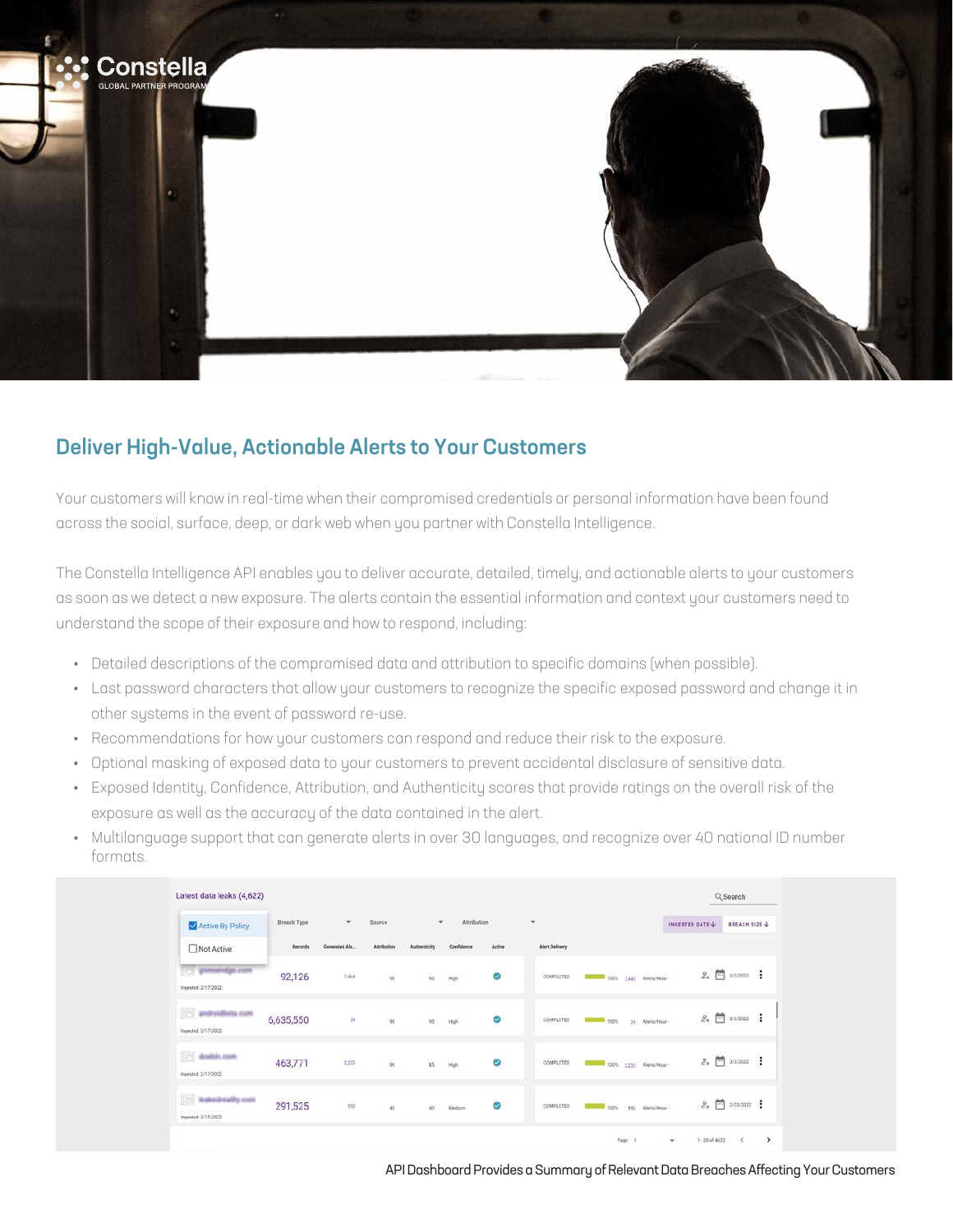## Deliver High-Value, Actionable Alerts to Your Customers

Your customers will know in real-time when their compromised credentials or personal information have been found across the social, surface, deep, or dark web when you partner with Constella Intelligence.

The Constella Intelligence API enables you to deliver accurate, detailed, timely, and actionable alerts to your customers as soon as we detect a new exposure. The alerts contain the essential information and context your customers need to understand the scope of their exposure and how to respond, including:

- Detailed descriptions of the compromised data and attribution to specific domains (when possible).
- Last password characters that allow your customers to recognize the specific exposed password and change it in other systems in the event of password re-use.
- Recommendations for how your customers can respond and reduce their risk to the exposure.
- Optional masking of exposed data to your customers to prevent accidental disclosure of sensitive data.
- Exposed Identity, Confidence, Attribution, and Authenticity scores that provide ratings on the overall risk of the exposure as well as the accuracy of the data contained in the alert.
- Multilanguage support that can generate alerts in over 30 languages, and recognize over 40 national ID number formats.

API Dashboard Provides a Summary of Relevant Data Breaches Affecting Your Customers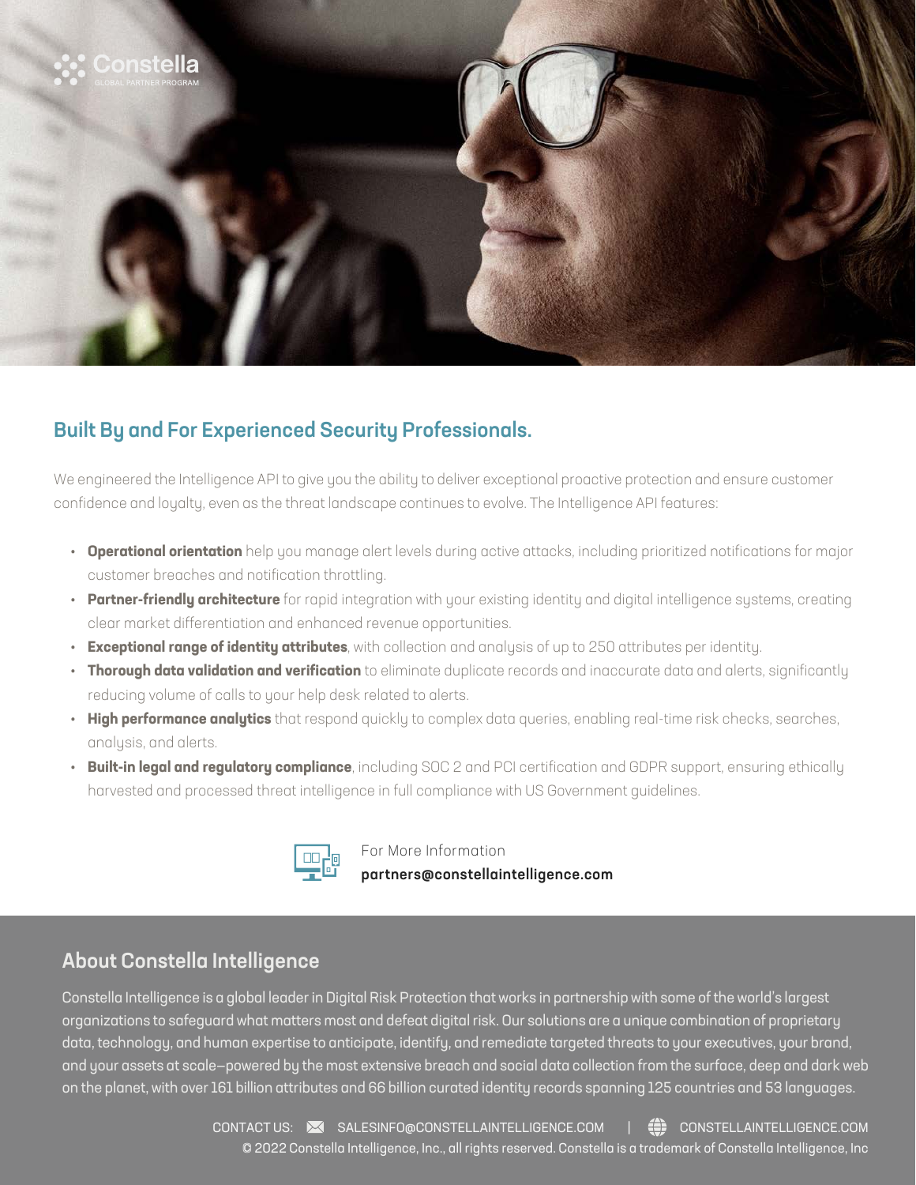Constella
GLOBAL PARTNER PROGRAM

## Built By and For Experienced Security Professionals.

We engineered the Intelligence API to give you the ability to deliver exceptional proactive protection and ensure customer confidence and loyalty, even as the threat landscape continues to evolve. The Intelligence API features:

- **Operational orientation** help you manage alert levels during active attacks, including prioritized notifications for major customer breaches and notification throttling.
- **Partner-friendly architecture** for rapid integration with your existing identity and digital intelligence systems, creating clear market differentiation and enhanced revenue opportunities.
- **Exceptional range of identity attributes**, with collection and analysis of up to 250 attributes per identity.
- **Thorough data validation and verification** to eliminate duplicate records and inaccurate data and alerts, significantly reducing volume of calls to your help desk related to alerts.
- **High performance analytics** that respond quickly to complex data queries, enabling real-time risk checks, searches, analysis, and alerts.
- **Built-in legal and regulatory compliance**, including SOC 2 and PCI certification and GDPR support, ensuring ethically harvested and processed threat intelligence in full compliance with US Government guidelines.

For More Information
**partners@constellaintelligence.com**

## About Constella Intelligence

Constella Intelligence is a global leader in Digital Risk Protection that works in partnership with some of the world's largest organizations to safeguard what matters most and defeat digital risk. Our solutions are a unique combination of proprietary data, technology, and human expertise to anticipate, identify, and remediate targeted threats to your executives, your brand, and your assets at scale—powered by the most extensive breach and social data collection from the surface, deep and dark web on the planet, with over 161 billion attributes and 66 billion curated identity records spanning 125 countries and 53 languages.

CONTACT US: SALESINFO@CONSTELLAINTELLIGENCE.COM | CONSTELLAINTELLIGENCE.COM

© 2022 Constella Intelligence, Inc., all rights reserved. Constella is a trademark of Constella Intelligence, Inc